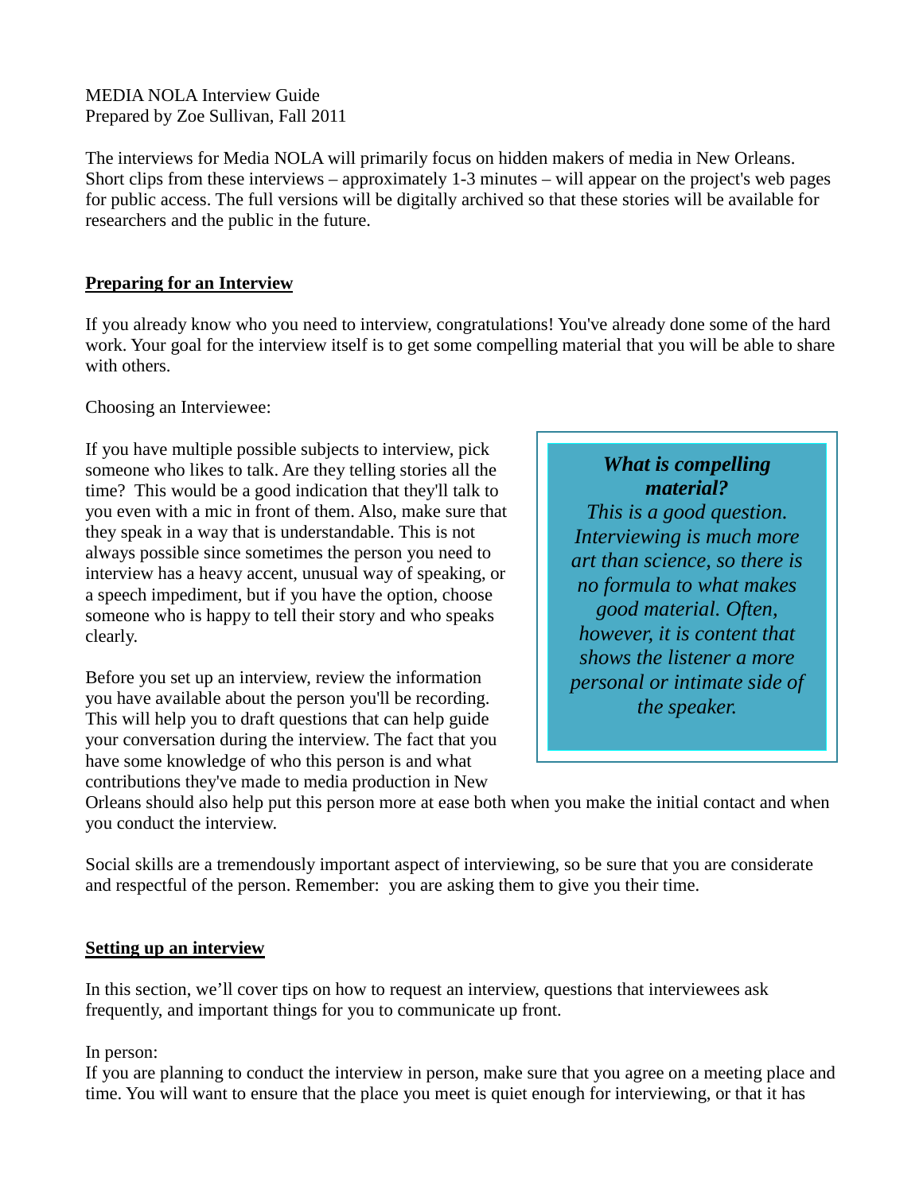MEDIA NOLA Interview Guide
Prepared by Zoe Sullivan, Fall 2011

The interviews for Media NOLA will primarily focus on hidden makers of media in New Orleans. Short clips from these interviews – approximately 1-3 minutes – will appear on the project's web pages for public access. The full versions will be digitally archived so that these stories will be available for researchers and the public in the future.

## Preparing for an Interview

If you already know who you need to interview, congratulations! You've already done some of the hard work. Your goal for the interview itself is to get some compelling material that you will be able to share with others.

Choosing an Interviewee:

If you have multiple possible subjects to interview, pick someone who likes to talk. Are they telling stories all the time? This would be a good indication that they'll talk to you even with a mic in front of them. Also, make sure that they speak in a way that is understandable. This is not always possible since sometimes the person you need to interview has a heavy accent, unusual way of speaking, or a speech impediment, but if you have the option, choose someone who is happy to tell their story and who speaks clearly.

> ***What is compelling material?***
> *This is a good question. Interviewing is much more art than science, so there is no formula to what makes good material. Often, however, it is content that shows the listener a more personal or intimate side of the speaker.*

Before you set up an interview, review the information you have available about the person you'll be recording. This will help you to draft questions that can help guide your conversation during the interview. The fact that you have some knowledge of who this person is and what contributions they've made to media production in New Orleans should also help put this person more at ease both when you make the initial contact and when you conduct the interview.

Social skills are a tremendously important aspect of interviewing, so be sure that you are considerate and respectful of the person. Remember: you are asking them to give you their time.

## Setting up an interview

In this section, we'll cover tips on how to request an interview, questions that interviewees ask frequently, and important things for you to communicate up front.

In person:
If you are planning to conduct the interview in person, make sure that you agree on a meeting place and time. You will want to ensure that the place you meet is quiet enough for interviewing, or that it has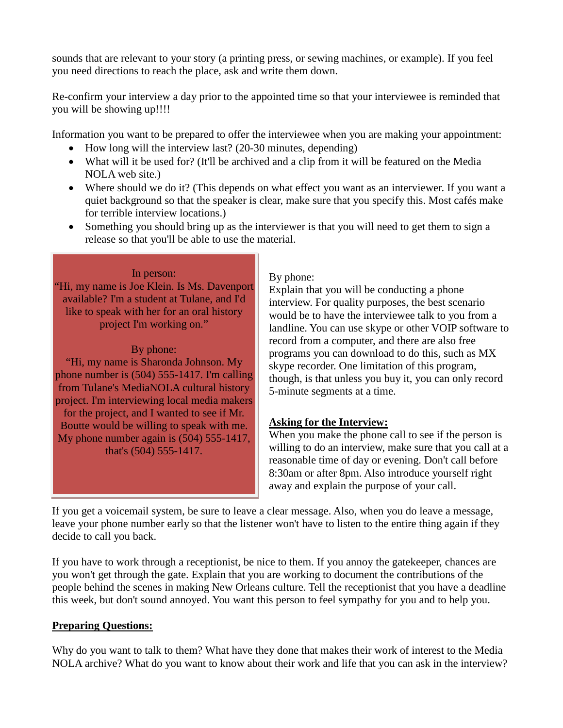sounds that are relevant to your story (a printing press, or sewing machines, or example). If you feel you need directions to reach the place, ask and write them down.

Re-confirm your interview a day prior to the appointed time so that your interviewee is reminded that you will be showing up!!!!

Information you want to be prepared to offer the interviewee when you are making your appointment:

- How long will the interview last? (20-30 minutes, depending)
- What will it be used for? (It'll be archived and a clip from it will be featured on the Media NOLA web site.)
- Where should we do it? (This depends on what effect you want as an interviewer. If you want a quiet background so that the speaker is clear, make sure that you specify this. Most cafés make for terrible interview locations.)
- Something you should bring up as the interviewer is that you will need to get them to sign a release so that you'll be able to use the material.

In person:
"Hi, my name is Joe Klein. Is Ms. Davenport available? I'm a student at Tulane, and I'd like to speak with her for an oral history project I'm working on."

By phone:
"Hi, my name is Sharonda Johnson. My phone number is (504) 555-1417. I'm calling from Tulane's MediaNOLA cultural history project. I'm interviewing local media makers for the project, and I wanted to see if Mr. Boutte would be willing to speak with me. My phone number again is (504) 555-1417, that's (504) 555-1417.

By phone:
Explain that you will be conducting a phone interview. For quality purposes, the best scenario would be to have the interviewee talk to you from a landline. You can use skype or other VOIP software to record from a computer, and there are also free programs you can download to do this, such as MX skype recorder. One limitation of this program, though, is that unless you buy it, you can only record 5-minute segments at a time.

**Asking for the Interview:**

When you make the phone call to see if the person is willing to do an interview, make sure that you call at a reasonable time of day or evening. Don't call before 8:30am or after 8pm. Also introduce yourself right away and explain the purpose of your call.

If you get a voicemail system, be sure to leave a clear message. Also, when you do leave a message, leave your phone number early so that the listener won't have to listen to the entire thing again if they decide to call you back.

If you have to work through a receptionist, be nice to them. If you annoy the gatekeeper, chances are you won't get through the gate. Explain that you are working to document the contributions of the people behind the scenes in making New Orleans culture. Tell the receptionist that you have a deadline this week, but don't sound annoyed. You want this person to feel sympathy for you and to help you.

**Preparing Questions:**

Why do you want to talk to them? What have they done that makes their work of interest to the Media NOLA archive? What do you want to know about their work and life that you can ask in the interview?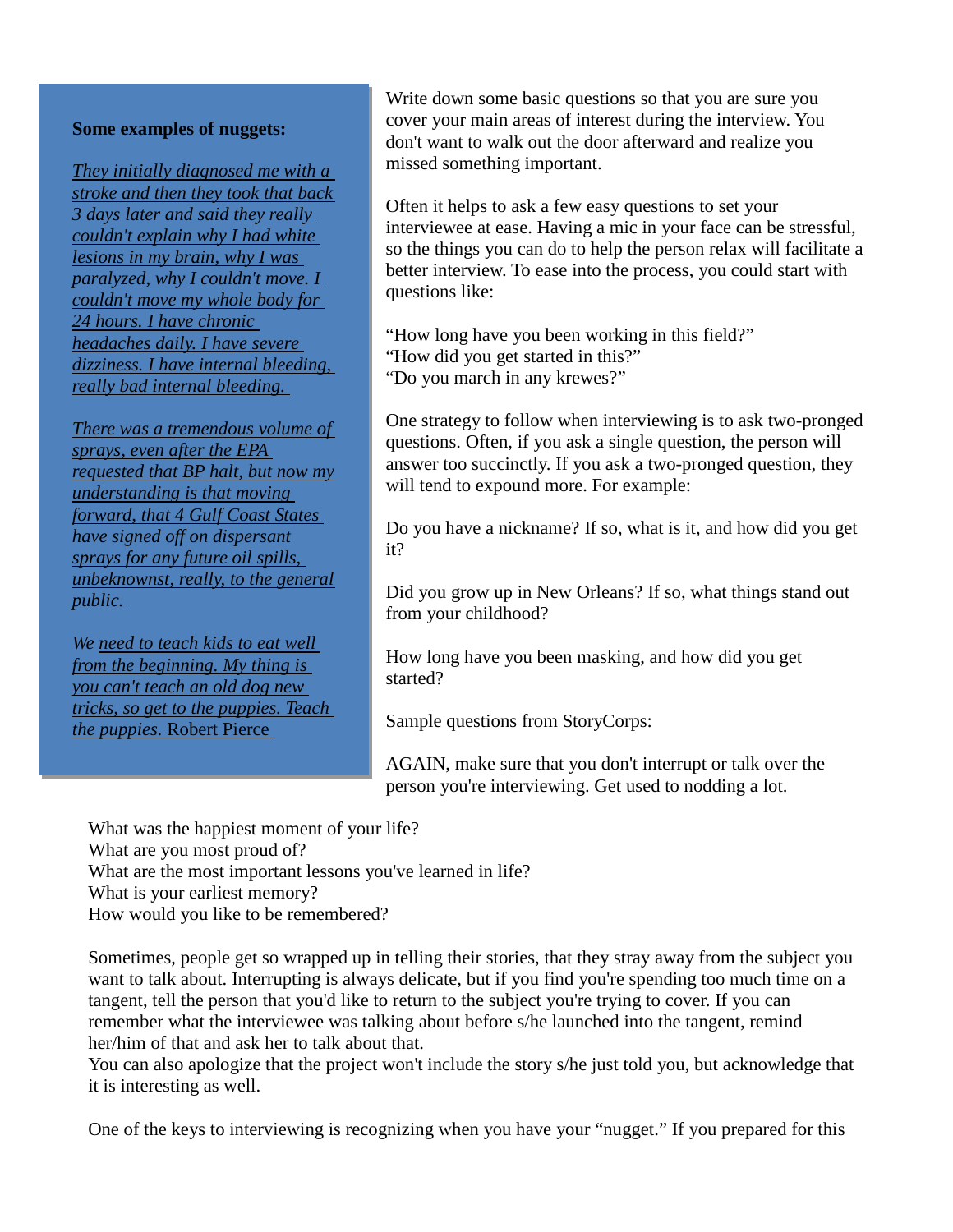**Some examples of nuggets:**

*They initially diagnosed me with a stroke and then they took that back 3 days later and said they really couldn't explain why I had white lesions in my brain, why I was paralyzed, why I couldn't move. I couldn't move my whole body for 24 hours. I have chronic headaches daily. I have severe dizziness. I have internal bleeding, really bad internal bleeding.*

*There was a tremendous volume of sprays, even after the EPA requested that BP halt, but now my understanding is that moving forward, that 4 Gulf Coast States have signed off on dispersant sprays for any future oil spills, unbeknownst, really, to the general public.*

*We need to teach kids to eat well from the beginning. My thing is you can't teach an old dog new tricks, so get to the puppies. Teach the puppies.* Robert Pierce

Write down some basic questions so that you are sure you cover your main areas of interest during the interview. You don't want to walk out the door afterward and realize you missed something important.

Often it helps to ask a few easy questions to set your interviewee at ease. Having a mic in your face can be stressful, so the things you can do to help the person relax will facilitate a better interview. To ease into the process, you could start with questions like:

"How long have you been working in this field?"
"How did you get started in this?"
"Do you march in any krewes?"

One strategy to follow when interviewing is to ask two-pronged questions. Often, if you ask a single question, the person will answer too succinctly. If you ask a two-pronged question, they will tend to expound more. For example:

Do you have a nickname? If so, what is it, and how did you get it?

Did you grow up in New Orleans? If so, what things stand out from your childhood?

How long have you been masking, and how did you get started?

Sample questions from StoryCorps:

AGAIN, make sure that you don't interrupt or talk over the person you're interviewing. Get used to nodding a lot.

What was the happiest moment of your life?
What are you most proud of?
What are the most important lessons you've learned in life?
What is your earliest memory?
How would you like to be remembered?

Sometimes, people get so wrapped up in telling their stories, that they stray away from the subject you want to talk about. Interrupting is always delicate, but if you find you're spending too much time on a tangent, tell the person that you'd like to return to the subject you're trying to cover. If you can remember what the interviewee was talking about before s/he launched into the tangent, remind her/him of that and ask her to talk about that.
You can also apologize that the project won't include the story s/he just told you, but acknowledge that it is interesting as well.

One of the keys to interviewing is recognizing when you have your "nugget." If you prepared for this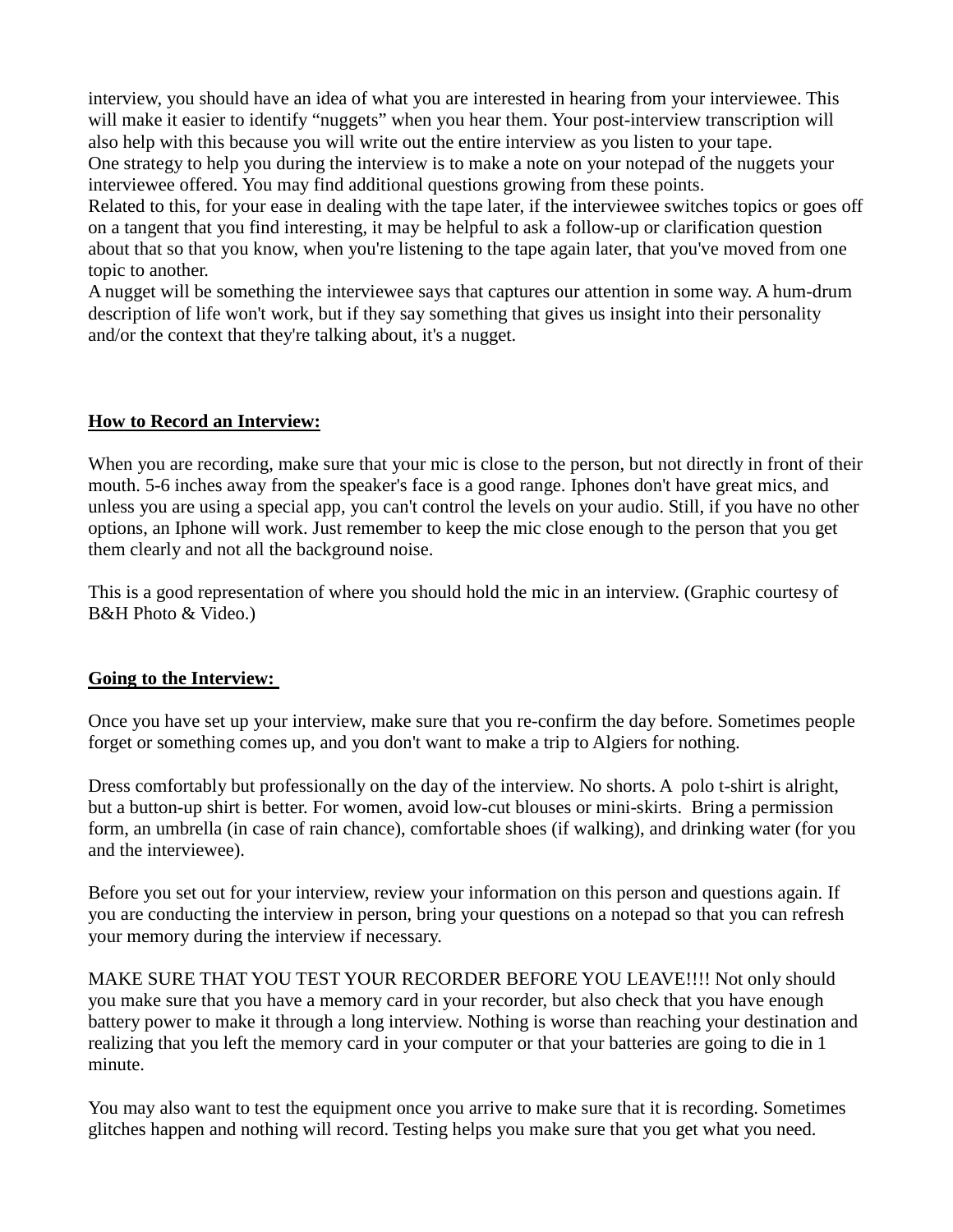interview, you should have an idea of what you are interested in hearing from your interviewee. This will make it easier to identify "nuggets" when you hear them. Your post-interview transcription will also help with this because you will write out the entire interview as you listen to your tape.
One strategy to help you during the interview is to make a note on your notepad of the nuggets your interviewee offered. You may find additional questions growing from these points.
Related to this, for your ease in dealing with the tape later, if the interviewee switches topics or goes off on a tangent that you find interesting, it may be helpful to ask a follow-up or clarification question about that so that you know, when you're listening to the tape again later, that you've moved from one topic to another.
A nugget will be something the interviewee says that captures our attention in some way. A hum-drum description of life won't work, but if they say something that gives us insight into their personality and/or the context that they're talking about, it's a nugget.

## How to Record an Interview:

When you are recording, make sure that your mic is close to the person, but not directly in front of their mouth. 5-6 inches away from the speaker's face is a good range. Iphones don't have great mics, and unless you are using a special app, you can't control the levels on your audio. Still, if you have no other options, an Iphone will work. Just remember to keep the mic close enough to the person that you get them clearly and not all the background noise.

This is a good representation of where you should hold the mic in an interview. (Graphic courtesy of B&H Photo & Video.)

## Going to the Interview:

Once you have set up your interview, make sure that you re-confirm the day before. Sometimes people forget or something comes up, and you don't want to make a trip to Algiers for nothing.

Dress comfortably but professionally on the day of the interview. No shorts. A polo t-shirt is alright, but a button-up shirt is better. For women, avoid low-cut blouses or mini-skirts. Bring a permission form, an umbrella (in case of rain chance), comfortable shoes (if walking), and drinking water (for you and the interviewee).

Before you set out for your interview, review your information on this person and questions again. If you are conducting the interview in person, bring your questions on a notepad so that you can refresh your memory during the interview if necessary.

MAKE SURE THAT YOU TEST YOUR RECORDER BEFORE YOU LEAVE!!!! Not only should you make sure that you have a memory card in your recorder, but also check that you have enough battery power to make it through a long interview. Nothing is worse than reaching your destination and realizing that you left the memory card in your computer or that your batteries are going to die in 1 minute.

You may also want to test the equipment once you arrive to make sure that it is recording. Sometimes glitches happen and nothing will record. Testing helps you make sure that you get what you need.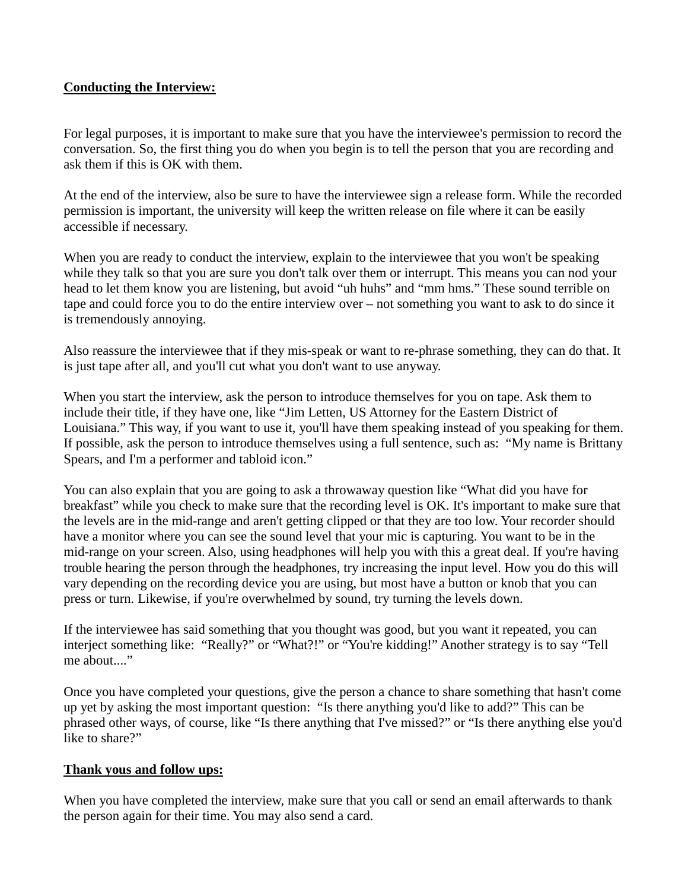**Conducting the Interview:**

For legal purposes, it is important to make sure that you have the interviewee's permission to record the conversation. So, the first thing you do when you begin is to tell the person that you are recording and ask them if this is OK with them.

At the end of the interview, also be sure to have the interviewee sign a release form. While the recorded permission is important, the university will keep the written release on file where it can be easily accessible if necessary.

When you are ready to conduct the interview, explain to the interviewee that you won't be speaking while they talk so that you are sure you don't talk over them or interrupt. This means you can nod your head to let them know you are listening, but avoid "uh huhs" and "mm hms." These sound terrible on tape and could force you to do the entire interview over – not something you want to ask to do since it is tremendously annoying.

Also reassure the interviewee that if they mis-speak or want to re-phrase something, they can do that. It is just tape after all, and you'll cut what you don't want to use anyway.

When you start the interview, ask the person to introduce themselves for you on tape. Ask them to include their title, if they have one, like "Jim Letten, US Attorney for the Eastern District of Louisiana." This way, if you want to use it, you'll have them speaking instead of you speaking for them. If possible, ask the person to introduce themselves using a full sentence, such as: "My name is Brittany Spears, and I'm a performer and tabloid icon."

You can also explain that you are going to ask a throwaway question like "What did you have for breakfast" while you check to make sure that the recording level is OK. It's important to make sure that the levels are in the mid-range and aren't getting clipped or that they are too low. Your recorder should have a monitor where you can see the sound level that your mic is capturing. You want to be in the mid-range on your screen. Also, using headphones will help you with this a great deal. If you're having trouble hearing the person through the headphones, try increasing the input level. How you do this will vary depending on the recording device you are using, but most have a button or knob that you can press or turn. Likewise, if you're overwhelmed by sound, try turning the levels down.

If the interviewee has said something that you thought was good, but you want it repeated, you can interject something like: "Really?" or "What?!" or "You're kidding!" Another strategy is to say "Tell me about...."

Once you have completed your questions, give the person a chance to share something that hasn't come up yet by asking the most important question: "Is there anything you'd like to add?" This can be phrased other ways, of course, like "Is there anything that I've missed?" or "Is there anything else you'd like to share?"

**Thank yous and follow ups:**

When you have completed the interview, make sure that you call or send an email afterwards to thank the person again for their time. You may also send a card.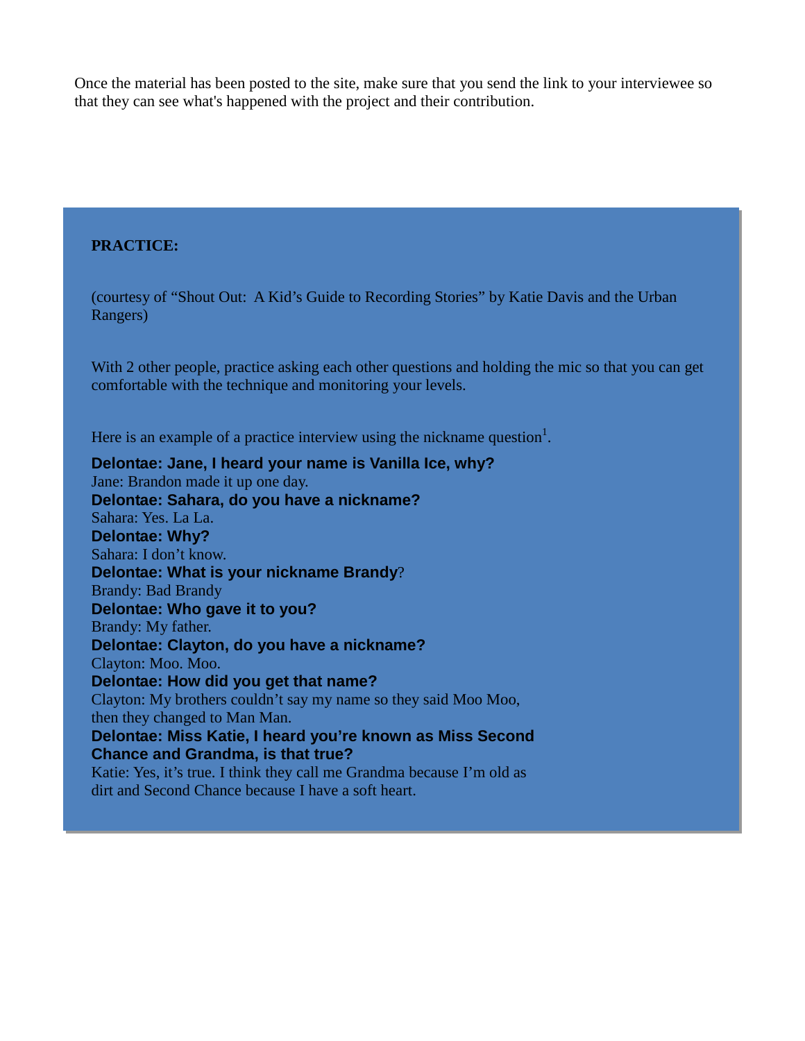Once the material has been posted to the site, make sure that you send the link to your interviewee so that they can see what's happened with the project and their contribution.

**PRACTICE:**

(courtesy of "Shout Out: A Kid's Guide to Recording Stories" by Katie Davis and the Urban Rangers)

With 2 other people, practice asking each other questions and holding the mic so that you can get comfortable with the technique and monitoring your levels.

Here is an example of a practice interview using the nickname question[1].

**Delontae: Jane, I heard your name is Vanilla Ice, why?**
Jane: Brandon made it up one day.
**Delontae: Sahara, do you have a nickname?**
Sahara: Yes. La La.
**Delontae: Why?**
Sahara: I don't know.
**Delontae: What is your nickname Brandy**?
Brandy: Bad Brandy
**Delontae: Who gave it to you?**
Brandy: My father.
**Delontae: Clayton, do you have a nickname?**
Clayton: Moo. Moo.
**Delontae: How did you get that name?**
Clayton: My brothers couldn't say my name so they said Moo Moo, then they changed to Man Man.
**Delontae: Miss Katie, I heard you're known as Miss Second Chance and Grandma, is that true?**
Katie: Yes, it's true. I think they call me Grandma because I'm old as dirt and Second Chance because I have a soft heart.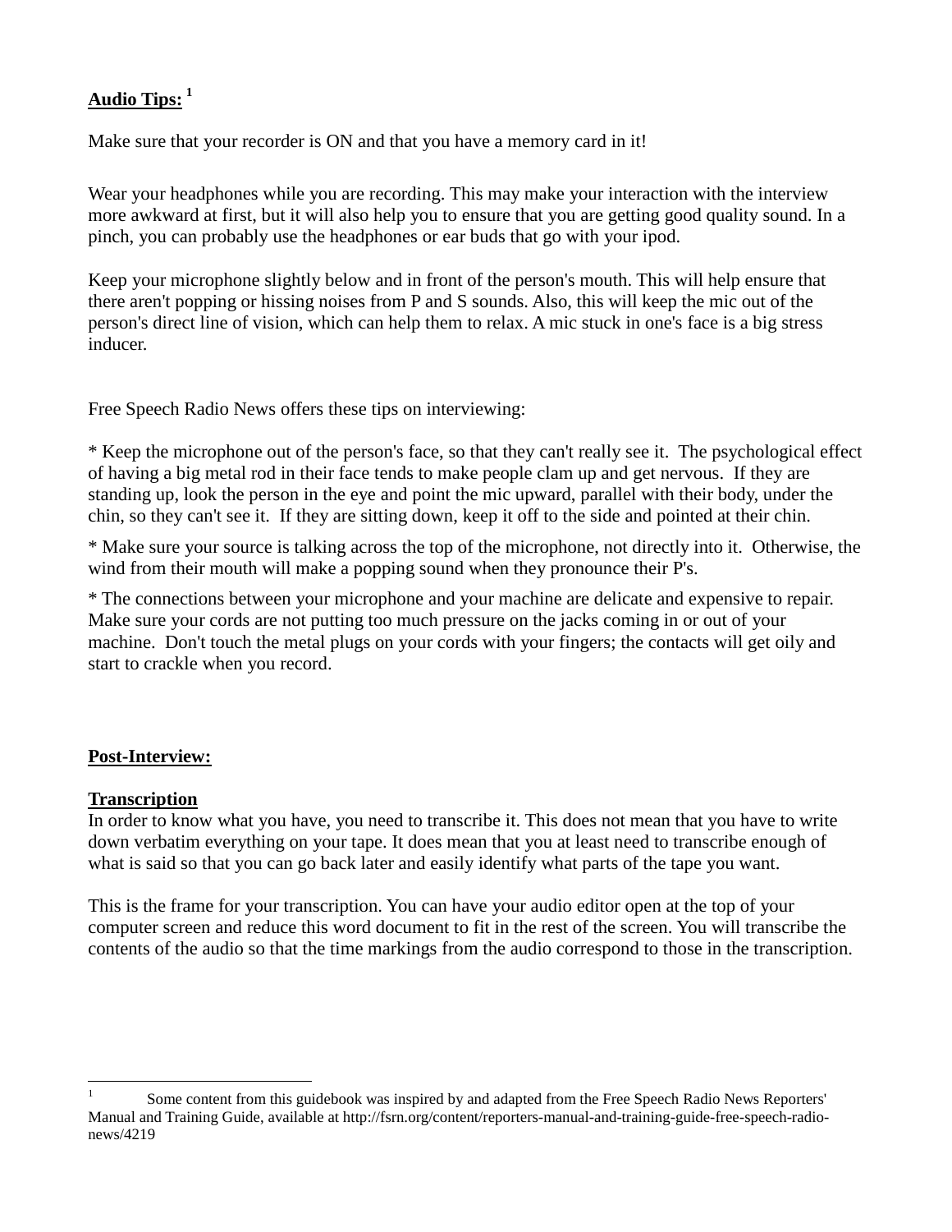**Audio Tips:** [1]

Make sure that your recorder is ON and that you have a memory card in it!

Wear your headphones while you are recording. This may make your interaction with the interview more awkward at first, but it will also help you to ensure that you are getting good quality sound. In a pinch, you can probably use the headphones or ear buds that go with your ipod.

Keep your microphone slightly below and in front of the person's mouth. This will help ensure that there aren't popping or hissing noises from P and S sounds. Also, this will keep the mic out of the person's direct line of vision, which can help them to relax. A mic stuck in one's face is a big stress inducer.

Free Speech Radio News offers these tips on interviewing:

* Keep the microphone out of the person's face, so that they can't really see it. The psychological effect of having a big metal rod in their face tends to make people clam up and get nervous. If they are standing up, look the person in the eye and point the mic upward, parallel with their body, under the chin, so they can't see it. If they are sitting down, keep it off to the side and pointed at their chin.

* Make sure your source is talking across the top of the microphone, not directly into it. Otherwise, the wind from their mouth will make a popping sound when they pronounce their P's.

* The connections between your microphone and your machine are delicate and expensive to repair. Make sure your cords are not putting too much pressure on the jacks coming in or out of your machine. Don't touch the metal plugs on your cords with your fingers; the contacts will get oily and start to crackle when you record.

**Post-Interview:**

**Transcription**

In order to know what you have, you need to transcribe it. This does not mean that you have to write down verbatim everything on your tape. It does mean that you at least need to transcribe enough of what is said so that you can go back later and easily identify what parts of the tape you want.

This is the frame for your transcription. You can have your audio editor open at the top of your computer screen and reduce this word document to fit in the rest of the screen. You will transcribe the contents of the audio so that the time markings from the audio correspond to those in the transcription.

---

[1] Some content from this guidebook was inspired by and adapted from the Free Speech Radio News Reporters' Manual and Training Guide, available at http://fsrn.org/content/reporters-manual-and-training-guide-free-speech-radio-news/4219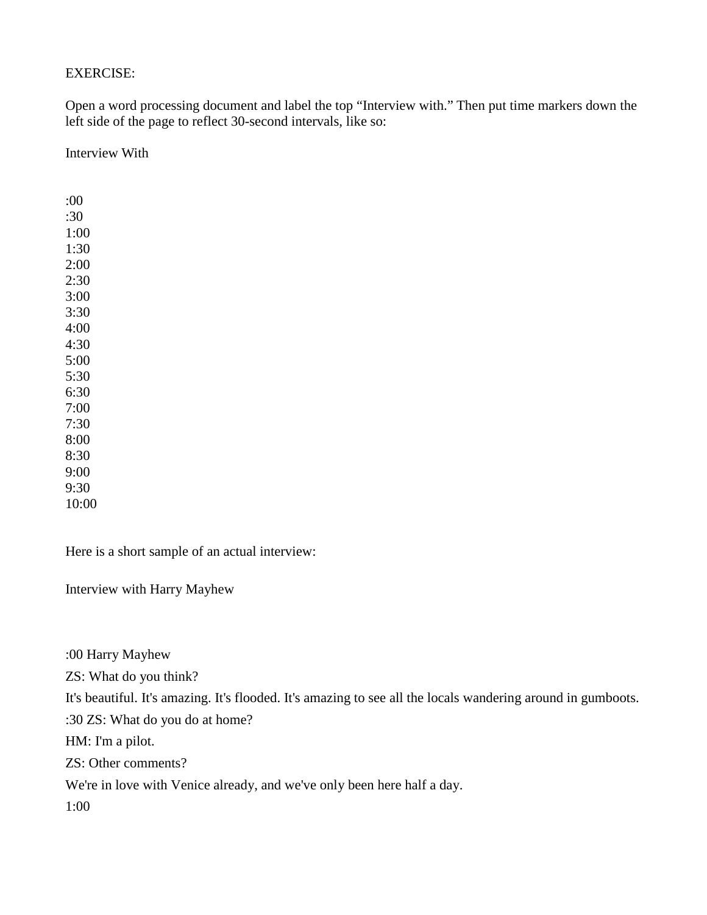EXERCISE:

Open a word processing document and label the top “Interview with.” Then put time markers down the left side of the page to reflect 30-second intervals, like so:

Interview With

:00  
:30  
1:00  
1:30  
2:00  
2:30  
3:00  
3:30  
4:00  
4:30  
5:00  
5:30  
6:30  
7:00  
7:30  
8:00  
8:30  
9:00  
9:30  
10:00

Here is a short sample of an actual interview:

Interview with Harry Mayhew

:00 Harry Mayhew

ZS: What do you think?

It's beautiful. It's amazing. It's flooded. It's amazing to see all the locals wandering around in gumboots.

:30 ZS: What do you do at home?

HM: I'm a pilot.

ZS: Other comments?

We're in love with Venice already, and we've only been here half a day.

1:00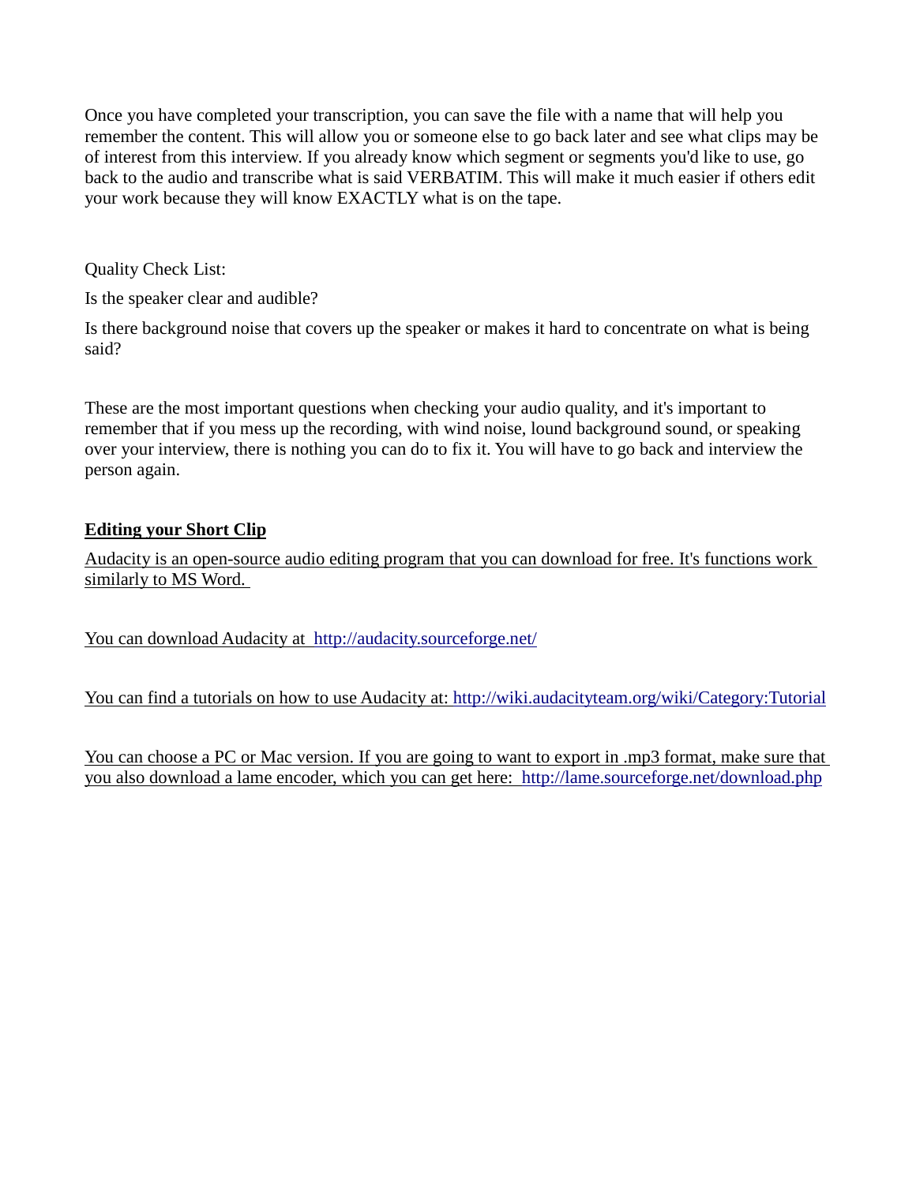Once you have completed your transcription, you can save the file with a name that will help you remember the content. This will allow you or someone else to go back later and see what clips may be of interest from this interview. If you already know which segment or segments you'd like to use, go back to the audio and transcribe what is said VERBATIM. This will make it much easier if others edit your work because they will know EXACTLY what is on the tape.

Quality Check List:

Is the speaker clear and audible?

Is there background noise that covers up the speaker or makes it hard to concentrate on what is being said?

These are the most important questions when checking your audio quality, and it's important to remember that if you mess up the recording, with wind noise, lound background sound, or speaking over your interview, there is nothing you can do to fix it. You will have to go back and interview the person again.

**Editing your Short Clip**

Audacity is an open-source audio editing program that you can download for free. It's functions work similarly to MS Word.

You can download Audacity at http://audacity.sourceforge.net/

You can find a tutorials on how to use Audacity at: http://wiki.audacityteam.org/wiki/Category:Tutorial

You can choose a PC or Mac version. If you are going to want to export in .mp3 format, make sure that you also download a lame encoder, which you can get here: http://lame.sourceforge.net/download.php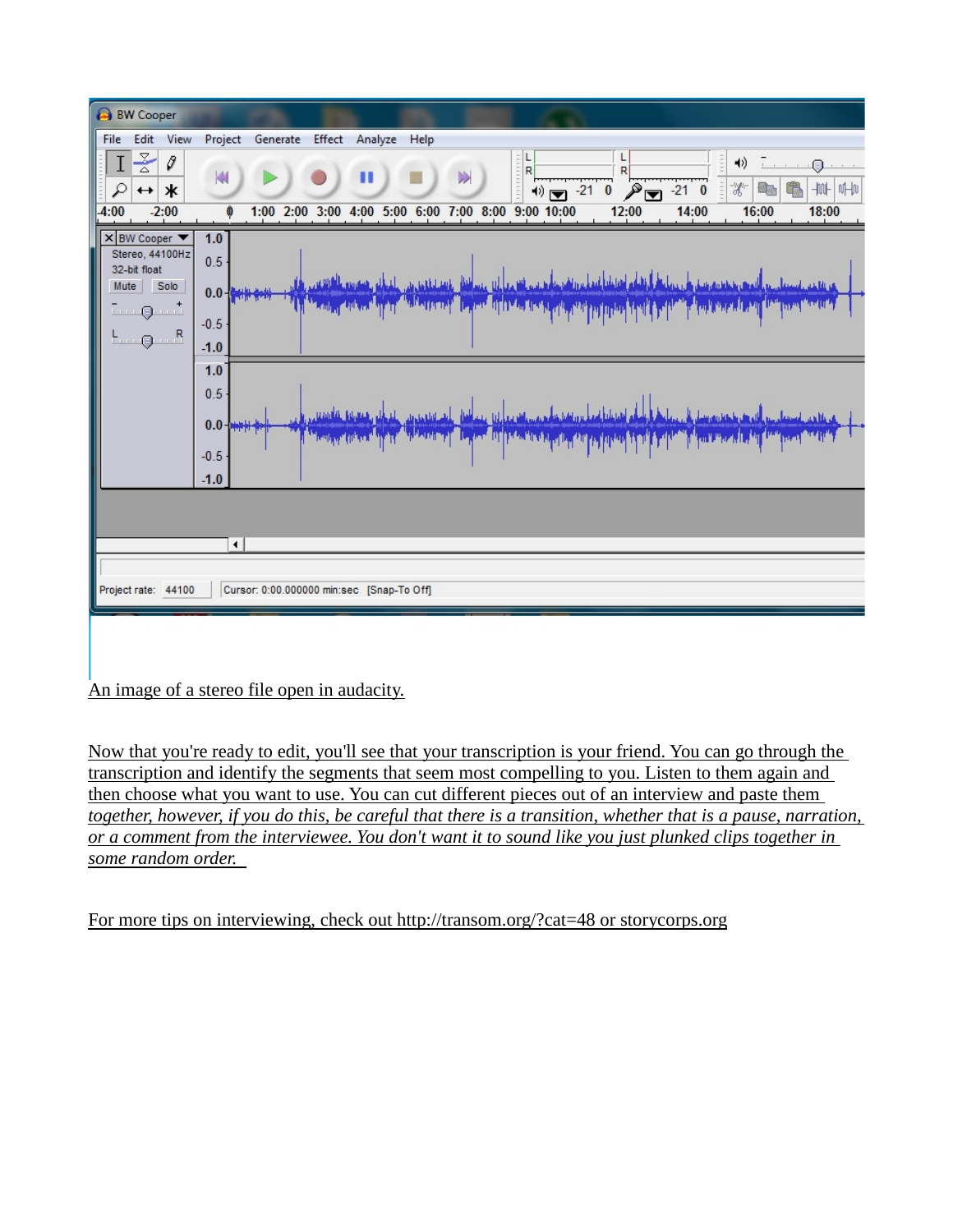An image of a stereo file open in audacity.

Now that you're ready to edit, you'll see that your transcription is your friend. You can go through the transcription and identify the segments that seem most compelling to you. Listen to them again and then choose what you want to use. You can cut different pieces out of an interview and paste them *together, however, if you do this, be careful that there is a transition, whether that is a pause, narration, or a comment from the interviewee. You don't want it to sound like you just plunked clips together in some random order.*

For more tips on interviewing, check out http://transom.org/?cat=48 or storycorps.org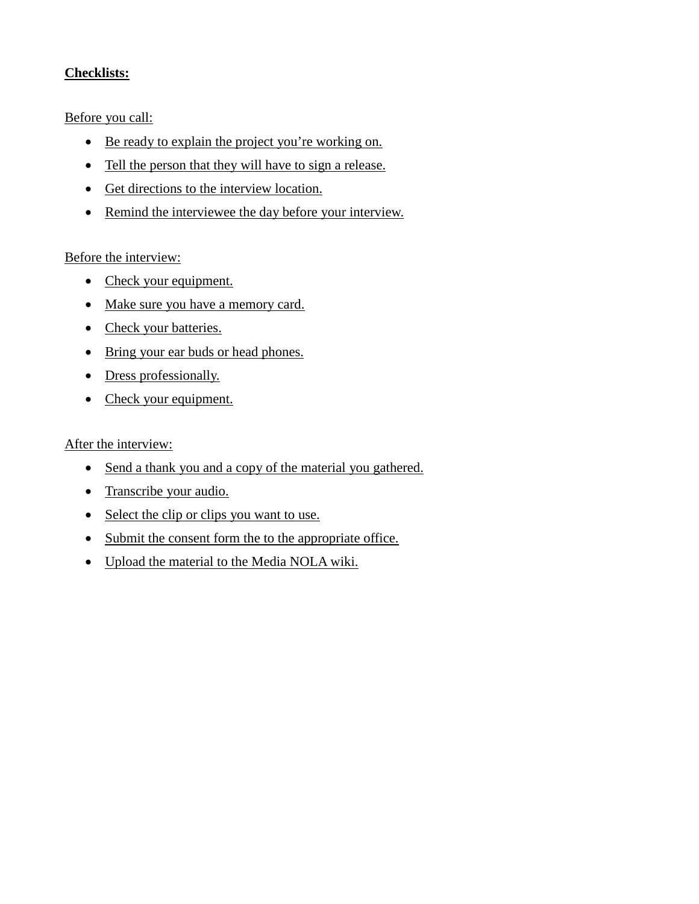**Checklists:**

Before you call:

- Be ready to explain the project you’re working on.
- Tell the person that they will have to sign a release.
- Get directions to the interview location.
- Remind the interviewee the day before your interview.

Before the interview:

- Check your equipment.
- Make sure you have a memory card.
- Check your batteries.
- Bring your ear buds or head phones.
- Dress professionally.
- Check your equipment.

After the interview:

- Send a thank you and a copy of the material you gathered.
- Transcribe your audio.
- Select the clip or clips you want to use.
- Submit the consent form the to the appropriate office.
- Upload the material to the Media NOLA wiki.